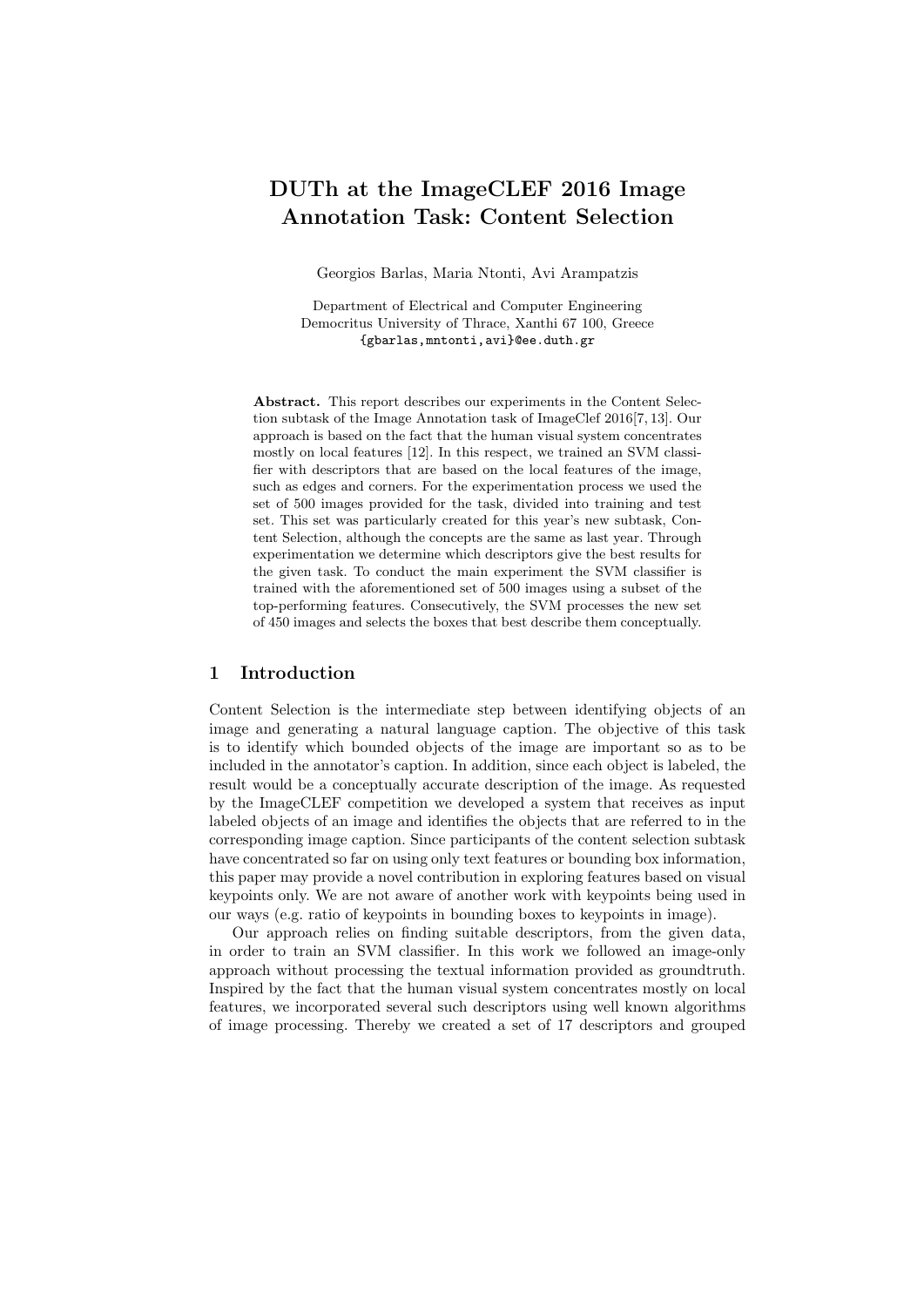# DUTh at the ImageCLEF 2016 Image Annotation Task: Content Selection

Georgios Barlas, Maria Ntonti, Avi Arampatzis

Department of Electrical and Computer Engineering
Democritus University of Thrace, Xanthi 67 100, Greece
{gbarlas,mntonti,avi}@ee.duth.gr

**Abstract.** This report describes our experiments in the Content Selection subtask of the Image Annotation task of ImageClef 2016[7, 13]. Our approach is based on the fact that the human visual system concentrates mostly on local features [12]. In this respect, we trained an SVM classifier with descriptors that are based on the local features of the image, such as edges and corners. For the experimentation process we used the set of 500 images provided for the task, divided into training and test set. This set was particularly created for this year's new subtask, Content Selection, although the concepts are the same as last year. Through experimentation we determine which descriptors give the best results for the given task. To conduct the main experiment the SVM classifier is trained with the aforementioned set of 500 images using a subset of the top-performing features. Consecutively, the SVM processes the new set of 450 images and selects the boxes that best describe them conceptually.

## 1 Introduction

Content Selection is the intermediate step between identifying objects of an image and generating a natural language caption. The objective of this task is to identify which bounded objects of the image are important so as to be included in the annotator's caption. In addition, since each object is labeled, the result would be a conceptually accurate description of the image. As requested by the ImageCLEF competition we developed a system that receives as input labeled objects of an image and identifies the objects that are referred to in the corresponding image caption. Since participants of the content selection subtask have concentrated so far on using only text features or bounding box information, this paper may provide a novel contribution in exploring features based on visual keypoints only. We are not aware of another work with keypoints being used in our ways (e.g. ratio of keypoints in bounding boxes to keypoints in image).

Our approach relies on finding suitable descriptors, from the given data, in order to train an SVM classifier. In this work we followed an image-only approach without processing the textual information provided as groundtruth. Inspired by the fact that the human visual system concentrates mostly on local features, we incorporated several such descriptors using well known algorithms of image processing. Thereby we created a set of 17 descriptors and grouped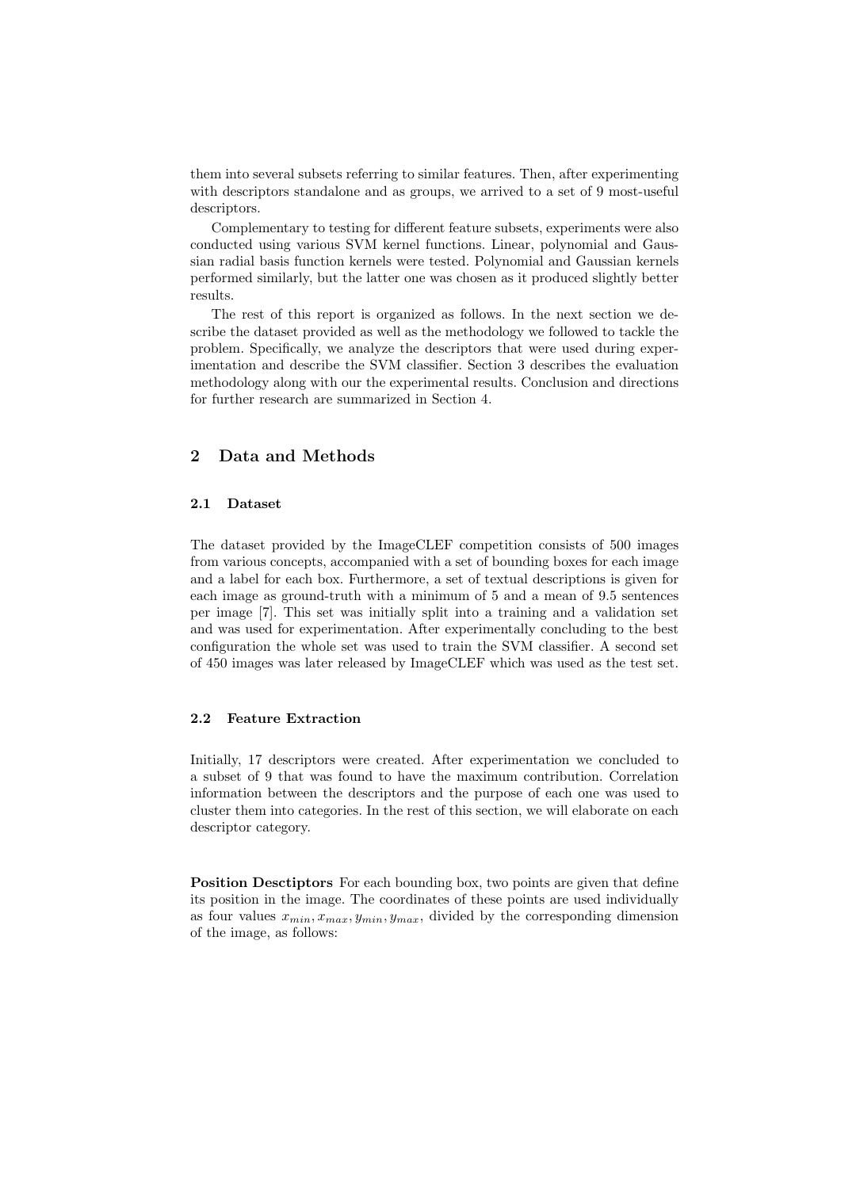them into several subsets referring to similar features. Then, after experimenting with descriptors standalone and as groups, we arrived to a set of 9 most-useful descriptors.

Complementary to testing for different feature subsets, experiments were also conducted using various SVM kernel functions. Linear, polynomial and Gaussian radial basis function kernels were tested. Polynomial and Gaussian kernels performed similarly, but the latter one was chosen as it produced slightly better results.

The rest of this report is organized as follows. In the next section we describe the dataset provided as well as the methodology we followed to tackle the problem. Specifically, we analyze the descriptors that were used during experimentation and describe the SVM classifier. Section 3 describes the evaluation methodology along with our the experimental results. Conclusion and directions for further research are summarized in Section 4.

## 2 Data and Methods

### 2.1 Dataset

The dataset provided by the ImageCLEF competition consists of 500 images from various concepts, accompanied with a set of bounding boxes for each image and a label for each box. Furthermore, a set of textual descriptions is given for each image as ground-truth with a minimum of 5 and a mean of 9.5 sentences per image [7]. This set was initially split into a training and a validation set and was used for experimentation. After experimentally concluding to the best configuration the whole set was used to train the SVM classifier. A second set of 450 images was later released by ImageCLEF which was used as the test set.

### 2.2 Feature Extraction

Initially, 17 descriptors were created. After experimentation we concluded to a subset of 9 that was found to have the maximum contribution. Correlation information between the descriptors and the purpose of each one was used to cluster them into categories. In the rest of this section, we will elaborate on each descriptor category.

**Position Desctiptors** For each bounding box, two points are given that define its position in the image. The coordinates of these points are used individually as four values $x_{min}, x_{max}, y_{min}, y_{max}$, divided by the corresponding dimension of the image, as follows: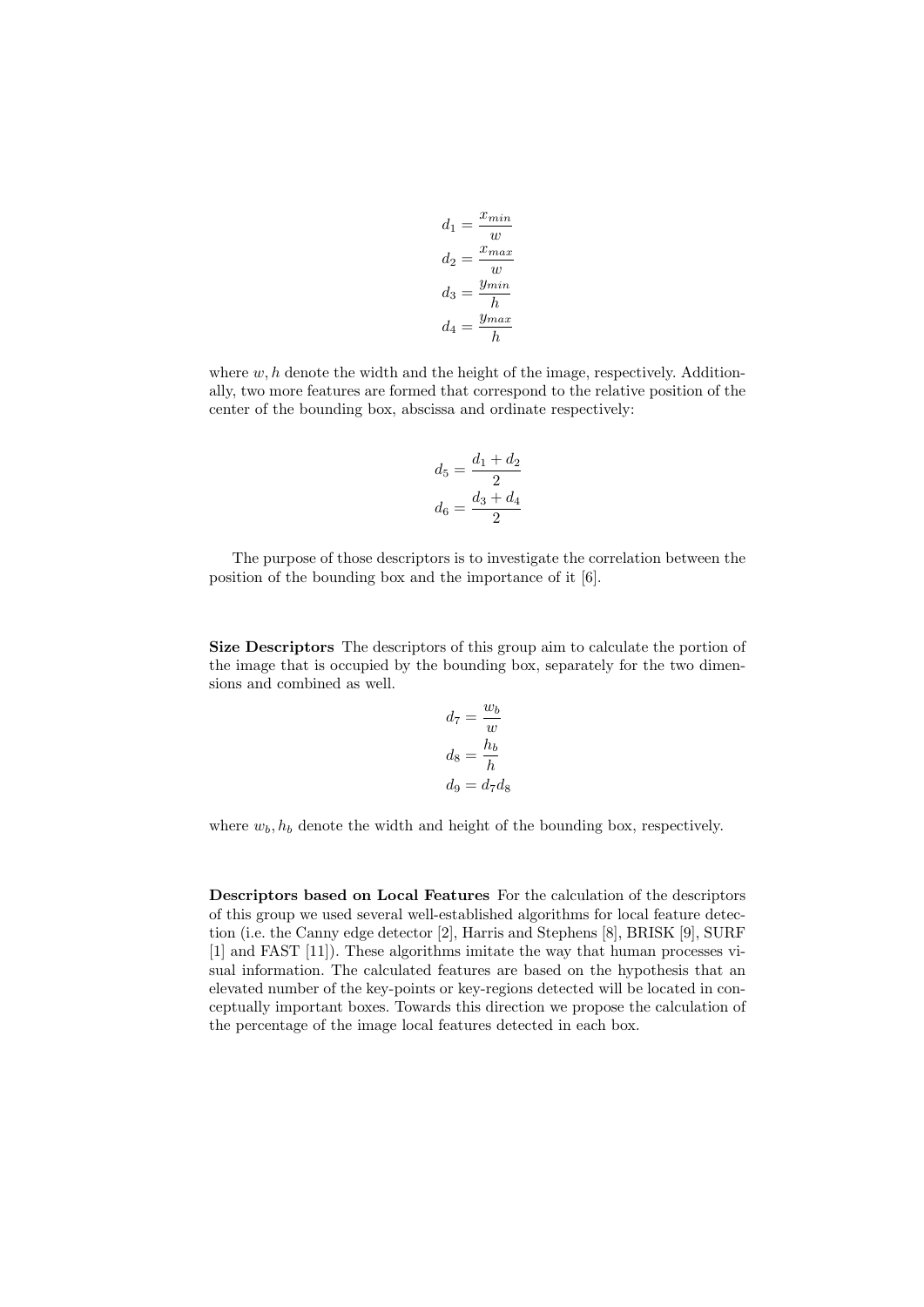$$d_1 = \frac{x_{min}}{w}$$
$$d_2 = \frac{x_{max}}{w}$$
$$d_3 = \frac{y_{min}}{h}$$
$$d_4 = \frac{y_{max}}{h}$$

where $w, h$ denote the width and the height of the image, respectively. Additionally, two more features are formed that correspond to the relative position of the center of the bounding box, abscissa and ordinate respectively:

$$d_5 = \frac{d_1 + d_2}{2}$$
$$d_6 = \frac{d_3 + d_4}{2}$$

The purpose of those descriptors is to investigate the correlation between the position of the bounding box and the importance of it [6].

**Size Descriptors** The descriptors of this group aim to calculate the portion of the image that is occupied by the bounding box, separately for the two dimensions and combined as well.

$$d_7 = \frac{w_b}{w}$$
$$d_8 = \frac{h_b}{h}$$
$$d_9 = d_7 d_8$$

where $w_b, h_b$ denote the width and height of the bounding box, respectively.

**Descriptors based on Local Features** For the calculation of the descriptors of this group we used several well-established algorithms for local feature detection (i.e. the Canny edge detector [2], Harris and Stephens [8], BRISK [9], SURF [1] and FAST [11]). These algorithms imitate the way that human processes visual information. The calculated features are based on the hypothesis that an elevated number of the key-points or key-regions detected will be located in conceptually important boxes. Towards this direction we propose the calculation of the percentage of the image local features detected in each box.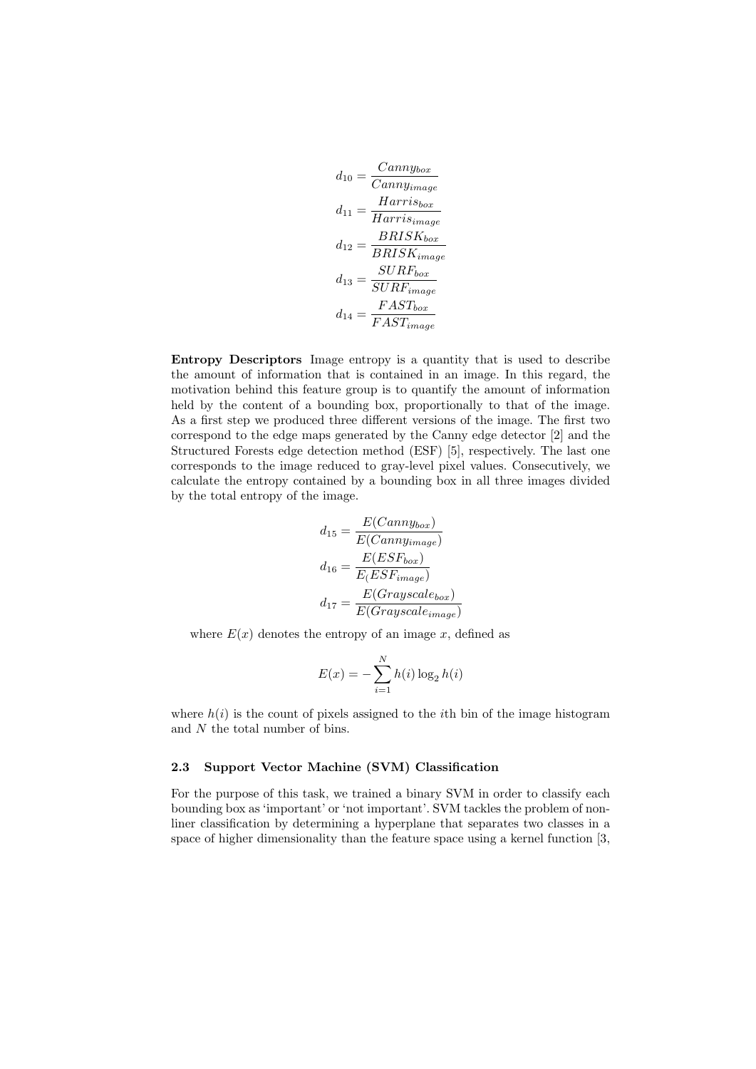$$d_{10} = \frac{Canny_{box}}{Canny_{image}}$$

$$d_{11} = \frac{Harris_{box}}{Harris_{image}}$$

$$d_{12} = \frac{BRISK_{box}}{BRISK_{image}}$$

$$d_{13} = \frac{SURF_{box}}{SURF_{image}}$$

$$d_{14} = \frac{FAST_{box}}{FAST_{image}}$$

**Entropy Descriptors** Image entropy is a quantity that is used to describe the amount of information that is contained in an image. In this regard, the motivation behind this feature group is to quantify the amount of information held by the content of a bounding box, proportionally to that of the image. As a first step we produced three different versions of the image. The first two correspond to the edge maps generated by the Canny edge detector [2] and the Structured Forests edge detection method (ESF) [5], respectively. The last one corresponds to the image reduced to gray-level pixel values. Consecutively, we calculate the entropy contained by a bounding box in all three images divided by the total entropy of the image.

$$d_{15} = \frac{E(Canny_{box})}{E(Canny_{image})}$$

$$d_{16} = \frac{E(ESF_{box})}{E_(ESF_{image})}$$

$$d_{17} = \frac{E(Grayscale_{box})}{E(Grayscale_{image})}$$

where $E(x)$ denotes the entropy of an image $x$, defined as

$$E(x) = -\sum_{i=1}^{N} h(i) \log_2 h(i)$$

where $h(i)$ is the count of pixels assigned to the $i$th bin of the image histogram and $N$ the total number of bins.

### 2.3 Support Vector Machine (SVM) Classification

For the purpose of this task, we trained a binary SVM in order to classify each bounding box as 'important' or 'not important'. SVM tackles the problem of nonliner classification by determining a hyperplane that separates two classes in a space of higher dimensionality than the feature space using a kernel function [3,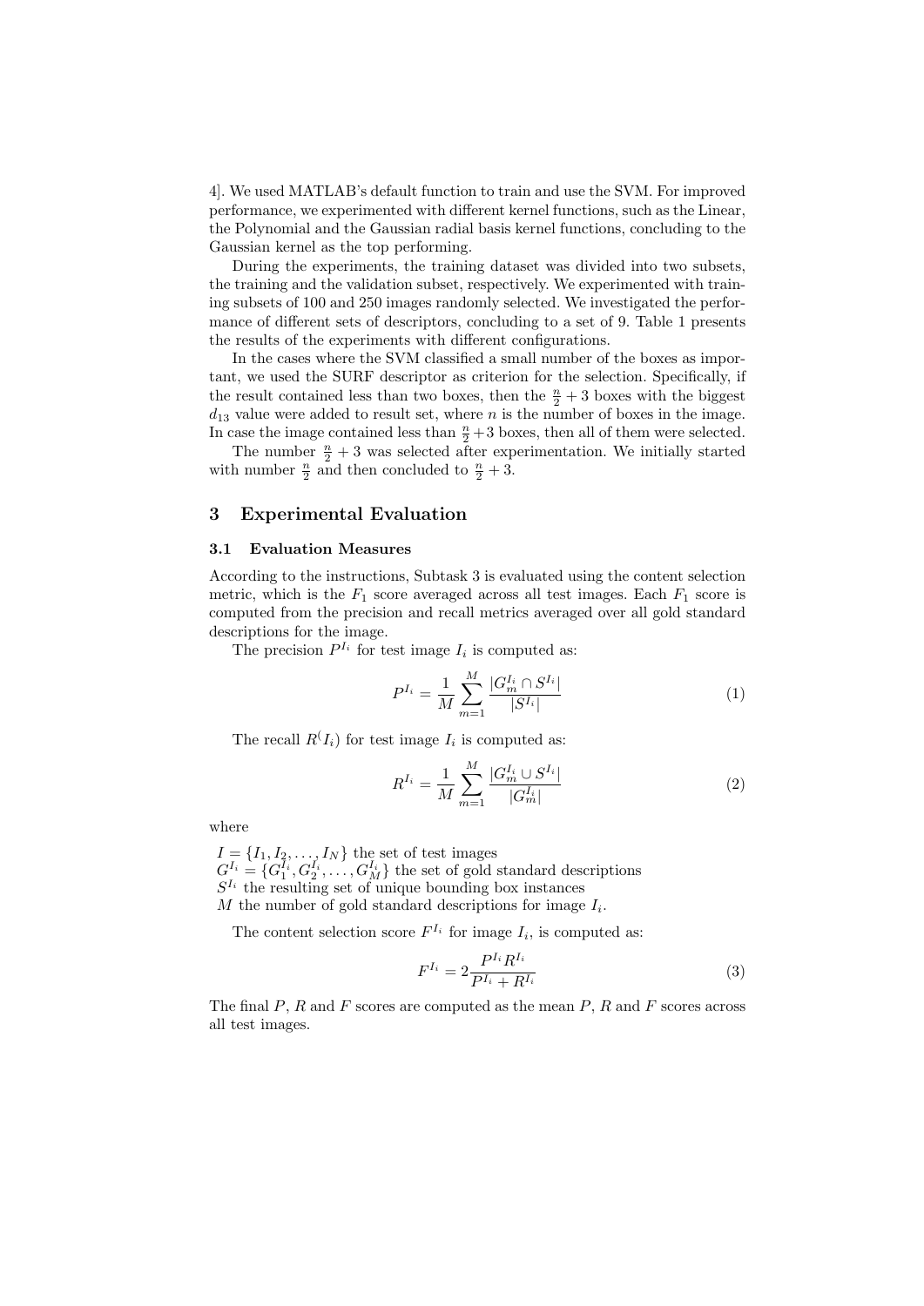4]. We used MATLAB's default function to train and use the SVM. For improved performance, we experimented with different kernel functions, such as the Linear, the Polynomial and the Gaussian radial basis kernel functions, concluding to the Gaussian kernel as the top performing.

During the experiments, the training dataset was divided into two subsets, the training and the validation subset, respectively. We experimented with training subsets of 100 and 250 images randomly selected. We investigated the performance of different sets of descriptors, concluding to a set of 9. Table 1 presents the results of the experiments with different configurations.

In the cases where the SVM classified a small number of the boxes as important, we used the SURF descriptor as criterion for the selection. Specifically, if the result contained less than two boxes, then the $\frac{n}{2}+3$ boxes with the biggest $d_{13}$ value were added to result set, where $n$ is the number of boxes in the image. In case the image contained less than $\frac{n}{2}+3$ boxes, then all of them were selected.

The number $\frac{n}{2}+3$ was selected after experimentation. We initially started with number $\frac{n}{2}$ and then concluded to $\frac{n}{2}+3$.

## 3 Experimental Evaluation

### 3.1 Evaluation Measures

According to the instructions, Subtask 3 is evaluated using the content selection metric, which is the $F_1$ score averaged across all test images. Each $F_1$ score is computed from the precision and recall metrics averaged over all gold standard descriptions for the image.

The precision $P^{I_i}$ for test image $I_i$ is computed as:

$$P^{I_i} = \frac{1}{M} \sum_{m=1}^{M} \frac{|G_m^{I_i} \cap S^{I_i}|}{|S^{I_i}|} \tag{1}$$

The recall $R^(I_i)$ for test image $I_i$ is computed as:

$$R^{I_i} = \frac{1}{M} \sum_{m=1}^{M} \frac{|G_m^{I_i} \cup S^{I_i}|}{|G_m^{I_i}|} \tag{2}$$

where

$I = \{I_1, I_2, \ldots, I_N\}$ the set of test images
$G^{I_i} = \{G_1^{I_i}, G_2^{I_i}, \ldots, G_M^{I_i}\}$ the set of gold standard descriptions
$S^{I_i}$ the resulting set of unique bounding box instances
$M$ the number of gold standard descriptions for image $I_i$.

The content selection score $F^{I_i}$ for image $I_i$, is computed as:

$$F^{I_i} = 2\frac{P^{I_i} R^{I_i}}{P^{I_i} + R^{I_i}} \tag{3}$$

The final $P$, $R$ and $F$ scores are computed as the mean $P$, $R$ and $F$ scores across all test images.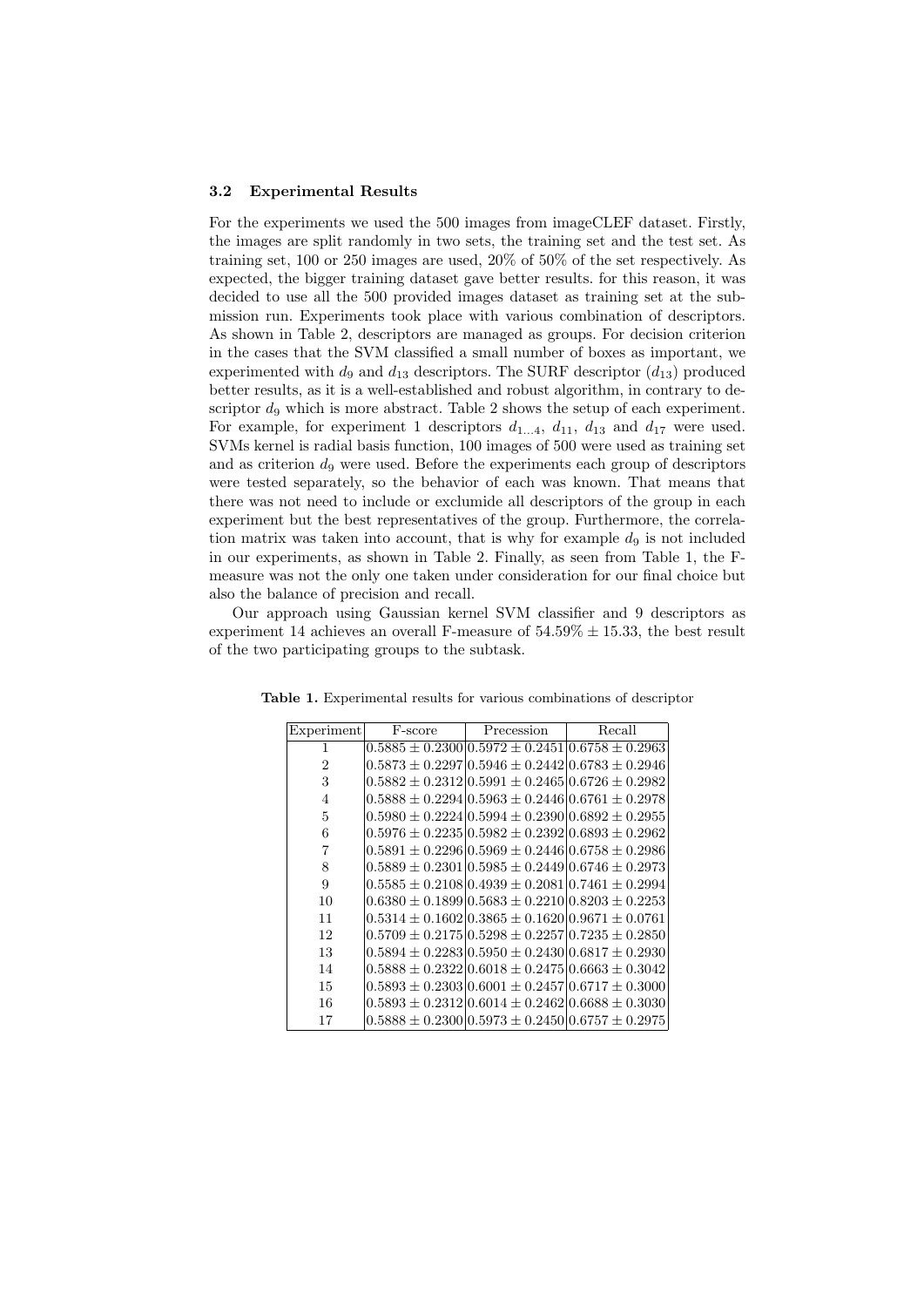### 3.2 Experimental Results

For the experiments we used the 500 images from imageCLEF dataset. Firstly, the images are split randomly in two sets, the training set and the test set. As training set, 100 or 250 images are used, 20% of 50% of the set respectively. As expected, the bigger training dataset gave better results. for this reason, it was decided to use all the 500 provided images dataset as training set at the submission run. Experiments took place with various combination of descriptors. As shown in Table 2, descriptors are managed as groups. For decision criterion in the cases that the SVM classified a small number of boxes as important, we experimented with $d_9$ and $d_{13}$ descriptors. The SURF descriptor ($d_{13}$) produced better results, as it is a well-established and robust algorithm, in contrary to descriptor $d_9$ which is more abstract. Table 2 shows the setup of each experiment. For example, for experiment 1 descriptors $d_{1...4}$, $d_{11}$, $d_{13}$ and $d_{17}$ were used. SVMs kernel is radial basis function, 100 images of 500 were used as training set and as criterion $d_9$ were used. Before the experiments each group of descriptors were tested separately, so the behavior of each was known. That means that there was not need to include or exclumide all descriptors of the group in each experiment but the best representatives of the group. Furthermore, the correlation matrix was taken into account, that is why for example $d_9$ is not included in our experiments, as shown in Table 2. Finally, as seen from Table 1, the F-measure was not the only one taken under consideration for our final choice but also the balance of precision and recall.

Our approach using Gaussian kernel SVM classifier and 9 descriptors as experiment 14 achieves an overall F-measure of $54.59\% \pm 15.33$, the best result of the two participating groups to the subtask.

**Table 1.** Experimental results for various combinations of descriptor

| Experiment | F-score | Precession | Recall |
|---|---|---|---|
| 1 | $0.5885 \pm 0.2300$ | $0.5972 \pm 0.2451$ | $0.6758 \pm 0.2963$ |
| 2 | $0.5873 \pm 0.2297$ | $0.5946 \pm 0.2442$ | $0.6783 \pm 0.2946$ |
| 3 | $0.5882 \pm 0.2312$ | $0.5991 \pm 0.2465$ | $0.6726 \pm 0.2982$ |
| 4 | $0.5888 \pm 0.2294$ | $0.5963 \pm 0.2446$ | $0.6761 \pm 0.2978$ |
| 5 | $0.5980 \pm 0.2224$ | $0.5994 \pm 0.2390$ | $0.6892 \pm 0.2955$ |
| 6 | $0.5976 \pm 0.2235$ | $0.5982 \pm 0.2392$ | $0.6893 \pm 0.2962$ |
| 7 | $0.5891 \pm 0.2296$ | $0.5969 \pm 0.2446$ | $0.6758 \pm 0.2986$ |
| 8 | $0.5889 \pm 0.2301$ | $0.5985 \pm 0.2449$ | $0.6746 \pm 0.2973$ |
| 9 | $0.5585 \pm 0.2108$ | $0.4939 \pm 0.2081$ | $0.7461 \pm 0.2994$ |
| 10 | $0.6380 \pm 0.1899$ | $0.5683 \pm 0.2210$ | $0.8203 \pm 0.2253$ |
| 11 | $0.5314 \pm 0.1602$ | $0.3865 \pm 0.1620$ | $0.9671 \pm 0.0761$ |
| 12 | $0.5709 \pm 0.2175$ | $0.5298 \pm 0.2257$ | $0.7235 \pm 0.2850$ |
| 13 | $0.5894 \pm 0.2283$ | $0.5950 \pm 0.2430$ | $0.6817 \pm 0.2930$ |
| 14 | $0.5888 \pm 0.2322$ | $0.6018 \pm 0.2475$ | $0.6663 \pm 0.3042$ |
| 15 | $0.5893 \pm 0.2303$ | $0.6001 \pm 0.2457$ | $0.6717 \pm 0.3000$ |
| 16 | $0.5893 \pm 0.2312$ | $0.6014 \pm 0.2462$ | $0.6688 \pm 0.3030$ |
| 17 | $0.5888 \pm 0.2300$ | $0.5973 \pm 0.2450$ | $0.6757 \pm 0.2975$ |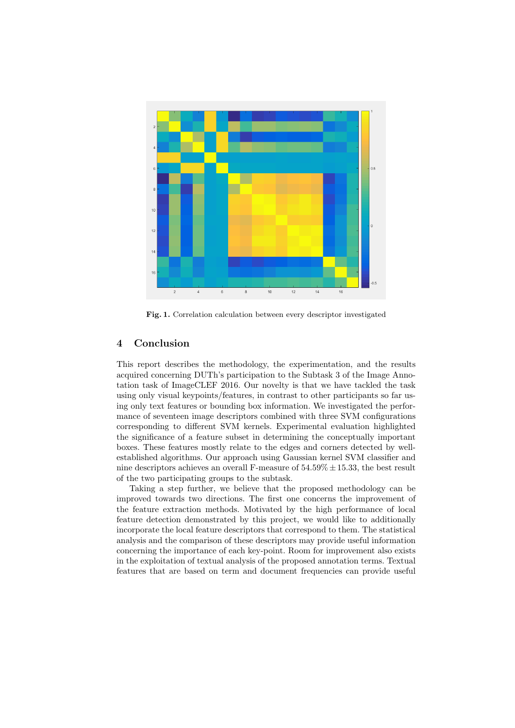**Fig. 1.** Correlation calculation between every descriptor investigated

## 4 Conclusion

This report describes the methodology, the experimentation, and the results acquired concerning DUTh's participation to the Subtask 3 of the Image Annotation task of ImageCLEF 2016. Our novelty is that we have tackled the task using only visual keypoints/features, in contrast to other participants so far using only text features or bounding box information. We investigated the performance of seventeen image descriptors combined with three SVM configurations corresponding to different SVM kernels. Experimental evaluation highlighted the significance of a feature subset in determining the conceptually important boxes. These features mostly relate to the edges and corners detected by well-established algorithms. Our approach using Gaussian kernel SVM classifier and nine descriptors achieves an overall F-measure of $54.59\% \pm 15.33$, the best result of the two participating groups to the subtask.

Taking a step further, we believe that the proposed methodology can be improved towards two directions. The first one concerns the improvement of the feature extraction methods. Motivated by the high performance of local feature detection demonstrated by this project, we would like to additionally incorporate the local feature descriptors that correspond to them. The statistical analysis and the comparison of these descriptors may provide useful information concerning the importance of each key-point. Room for improvement also exists in the exploitation of textual analysis of the proposed annotation terms. Textual features that are based on term and document frequencies can provide useful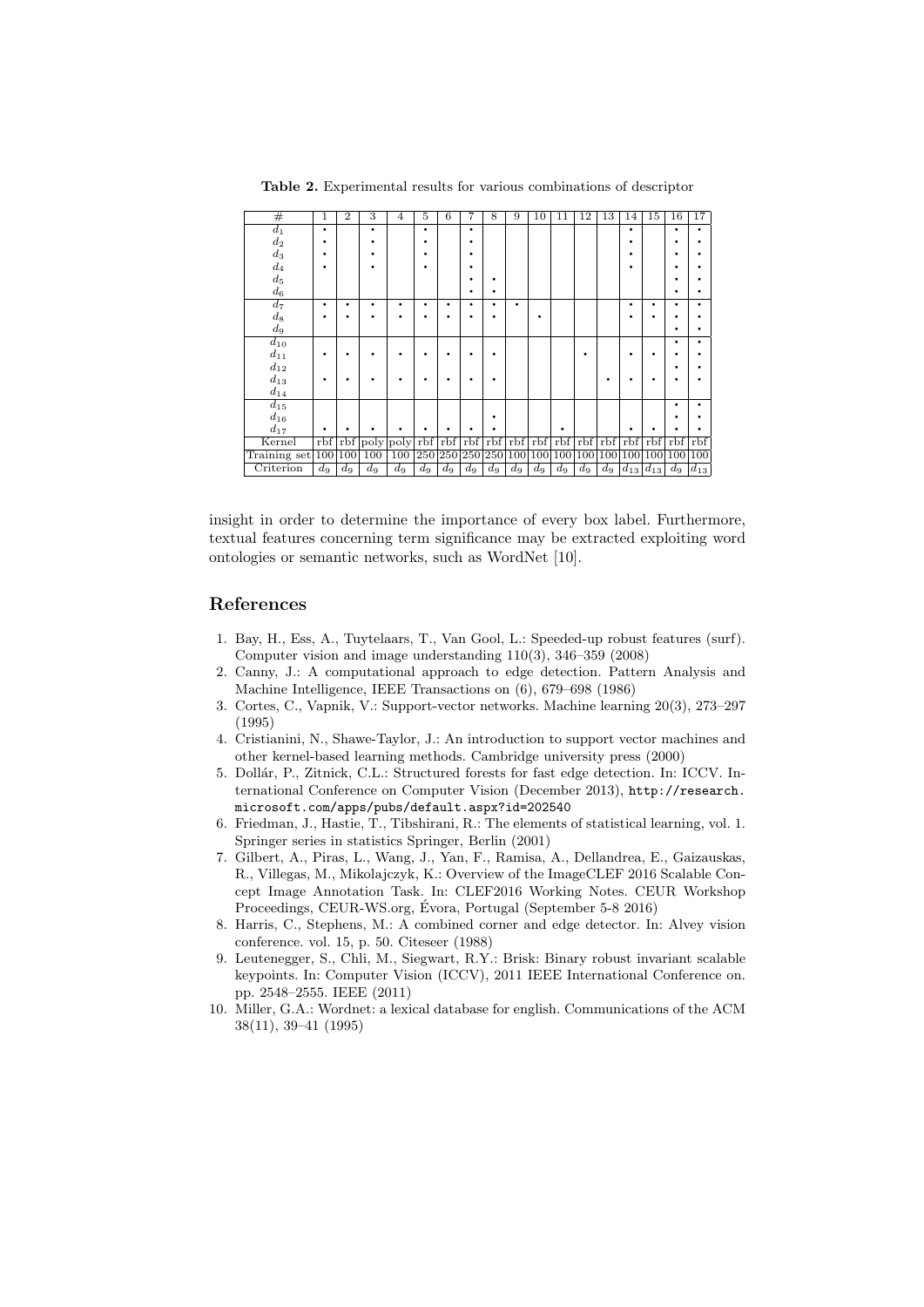**Table 2.** Experimental results for various combinations of descriptor

| # | 1 | 2 | 3 | 4 | 5 | 6 | 7 | 8 | 9 | 10 | 11 | 12 | 13 | 14 | 15 | 16 | 17 |
|---|---|---|---|---|---|---|---|---|---|---|---|---|---|---|---|---|---|
| $d_1$ | • | | • | | • | | • | | | | | | | • | | • | • |
| $d_2$ | • | | • | | • | | • | | | | | | | • | | • | • |
| $d_3$ | • | | • | | • | | • | | | | | | | • | | • | • |
| $d_4$ | • | | • | | • | | • | | | | | | | • | | • | • |
| $d_5$ | | | | | | | • | • | | | | | | | | • | • |
| $d_6$ | | | | | | | • | • | | | | | | | | • | • |
| $d_7$ | • | • | • | • | • | • | • | • | • | | | | | • | • | • | • |
| $d_8$ | • | • | • | • | • | • | • | • | | • | | | | • | • | • | • |
| $d_9$ | | | | | | | | | | | | | | | | • | • |
| $d_{10}$ | | | | | | | | | | | | | | | | • | • |
| $d_{11}$ | • | • | • | • | • | • | • | • | | | | • | | • | • | • | • |
| $d_{12}$ | | | | | | | | | | | | | | | | • | • |
| $d_{13}$ | • | • | • | • | • | • | • | • | | | | | • | • | • | • | • |
| $d_{14}$ | | | | | | | | | | | | | | | | | |
| $d_{15}$ | | | | | | | | | | | | | | | | • | • |
| $d_{16}$ | | | | | | | | • | | | | | | | | • | • |
| $d_{17}$ | • | • | • | • | • | • | • | • | | | • | | | • | • | • | • |
| Kernel | rbf | rbf | poly | poly | rbf | rbf | rbf | rbf | rbf | rbf | rbf | rbf | rbf | rbf | rbf | rbf | rbf |
| Training set | 100 | 100 | 100 | 100 | 250 | 250 | 250 | 250 | 100 | 100 | 100 | 100 | 100 | 100 | 100 | 100 | 100 |
| Criterion | $d_9$ | $d_9$ | $d_9$ | $d_9$ | $d_9$ | $d_9$ | $d_9$ | $d_9$ | $d_9$ | $d_9$ | $d_9$ | $d_9$ | $d_9$ | $d_{13}$ | $d_{13}$ | $d_9$ | $d_{13}$ |

insight in order to determine the importance of every box label. Furthermore, textual features concerning term significance may be extracted exploiting word ontologies or semantic networks, such as WordNet [10].

## References

1. Bay, H., Ess, A., Tuytelaars, T., Van Gool, L.: Speeded-up robust features (surf). Computer vision and image understanding 110(3), 346–359 (2008)
2. Canny, J.: A computational approach to edge detection. Pattern Analysis and Machine Intelligence, IEEE Transactions on (6), 679–698 (1986)
3. Cortes, C., Vapnik, V.: Support-vector networks. Machine learning 20(3), 273–297 (1995)
4. Cristianini, N., Shawe-Taylor, J.: An introduction to support vector machines and other kernel-based learning methods. Cambridge university press (2000)
5. Dollár, P., Zitnick, C.L.: Structured forests for fast edge detection. In: ICCV. International Conference on Computer Vision (December 2013), http://research.microsoft.com/apps/pubs/default.aspx?id=202540
6. Friedman, J., Hastie, T., Tibshirani, R.: The elements of statistical learning, vol. 1. Springer series in statistics Springer, Berlin (2001)
7. Gilbert, A., Piras, L., Wang, J., Yan, F., Ramisa, A., Dellandrea, E., Gaizauskas, R., Villegas, M., Mikolajczyk, K.: Overview of the ImageCLEF 2016 Scalable Concept Image Annotation Task. In: CLEF2016 Working Notes. CEUR Workshop Proceedings, CEUR-WS.org, Évora, Portugal (September 5-8 2016)
8. Harris, C., Stephens, M.: A combined corner and edge detector. In: Alvey vision conference. vol. 15, p. 50. Citeseer (1988)
9. Leutenegger, S., Chli, M., Siegwart, R.Y.: Brisk: Binary robust invariant scalable keypoints. In: Computer Vision (ICCV), 2011 IEEE International Conference on. pp. 2548–2555. IEEE (2011)
10. Miller, G.A.: Wordnet: a lexical database for english. Communications of the ACM 38(11), 39–41 (1995)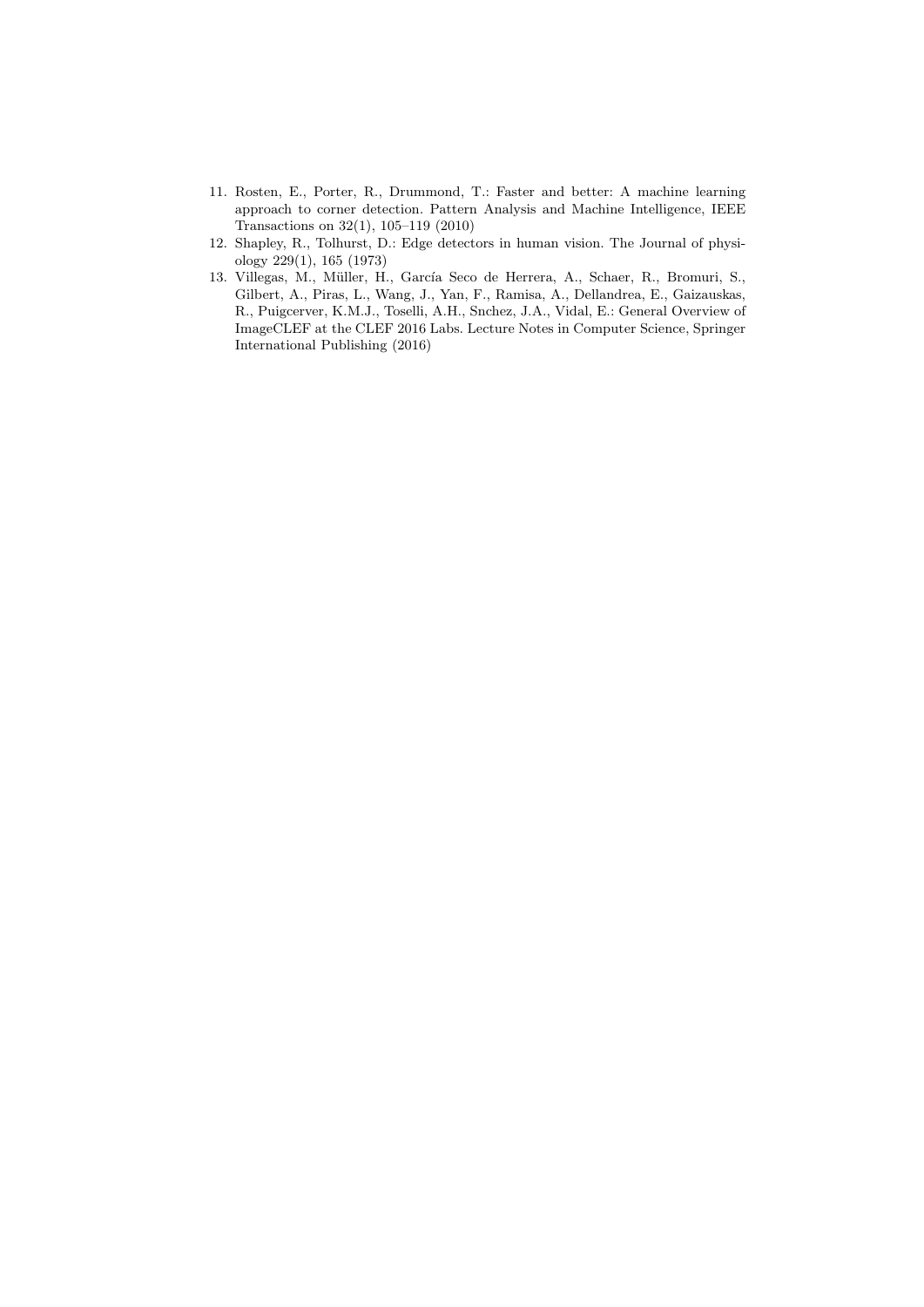11. Rosten, E., Porter, R., Drummond, T.: Faster and better: A machine learning approach to corner detection. Pattern Analysis and Machine Intelligence, IEEE Transactions on 32(1), 105–119 (2010)
12. Shapley, R., Tolhurst, D.: Edge detectors in human vision. The Journal of physiology 229(1), 165 (1973)
13. Villegas, M., Müller, H., García Seco de Herrera, A., Schaer, R., Bromuri, S., Gilbert, A., Piras, L., Wang, J., Yan, F., Ramisa, A., Dellandrea, E., Gaizauskas, R., Puigcerver, K.M.J., Toselli, A.H., Snchez, J.A., Vidal, E.: General Overview of ImageCLEF at the CLEF 2016 Labs. Lecture Notes in Computer Science, Springer International Publishing (2016)